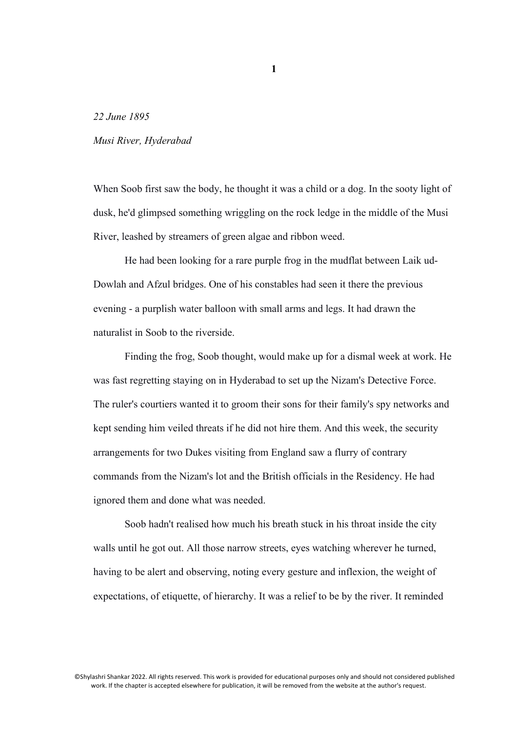# 1

*22 June 1895*

*Musi River, Hyderabad*

When Soob first saw the body, he thought it was a child or a dog. In the sooty light of dusk, he'd glimpsed something wriggling on the rock ledge in the middle of the Musi River, leashed by streamers of green algae and ribbon weed.

He had been looking for a rare purple frog in the mudflat between Laik ud-Dowlah and Afzul bridges. One of his constables had seen it there the previous evening - a purplish water balloon with small arms and legs. It had drawn the naturalist in Soob to the riverside.

Finding the frog, Soob thought, would make up for a dismal week at work. He was fast regretting staying on in Hyderabad to set up the Nizam's Detective Force. The ruler's courtiers wanted it to groom their sons for their family's spy networks and kept sending him veiled threats if he did not hire them. And this week, the security arrangements for two Dukes visiting from England saw a flurry of contrary commands from the Nizam's lot and the British officials in the Residency. He had ignored them and done what was needed.

Soob hadn't realised how much his breath stuck in his throat inside the city walls until he got out. All those narrow streets, eyes watching wherever he turned, having to be alert and observing, noting every gesture and inflexion, the weight of expectations, of etiquette, of hierarchy. It was a relief to be by the river. It reminded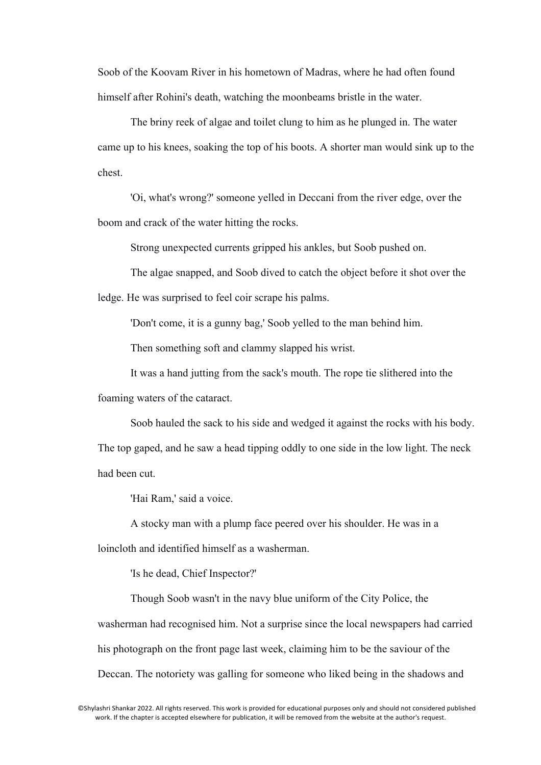Soob of the Koovam River in his hometown of Madras, where he had often found himself after Rohini's death, watching the moonbeams bristle in the water.

The briny reek of algae and toilet clung to him as he plunged in. The water came up to his knees, soaking the top of his boots. A shorter man would sink up to the chest.

'Oi, what's wrong?' someone yelled in Deccani from the river edge, over the boom and crack of the water hitting the rocks.

Strong unexpected currents gripped his ankles, but Soob pushed on.

The algae snapped, and Soob dived to catch the object before it shot over the ledge. He was surprised to feel coir scrape his palms.

'Don't come, it is a gunny bag,' Soob yelled to the man behind him.

Then something soft and clammy slapped his wrist.

It was a hand jutting from the sack's mouth. The rope tie slithered into the foaming waters of the cataract.

Soob hauled the sack to his side and wedged it against the rocks with his body. The top gaped, and he saw a head tipping oddly to one side in the low light. The neck had been cut.

'Hai Ram,' said a voice.

A stocky man with a plump face peered over his shoulder. He was in a loincloth and identified himself as a washerman.

'Is he dead, Chief Inspector?'

Though Soob wasn't in the navy blue uniform of the City Police, the washerman had recognised him. Not a surprise since the local newspapers had carried his photograph on the front page last week, claiming him to be the saviour of the Deccan. The notoriety was galling for someone who liked being in the shadows and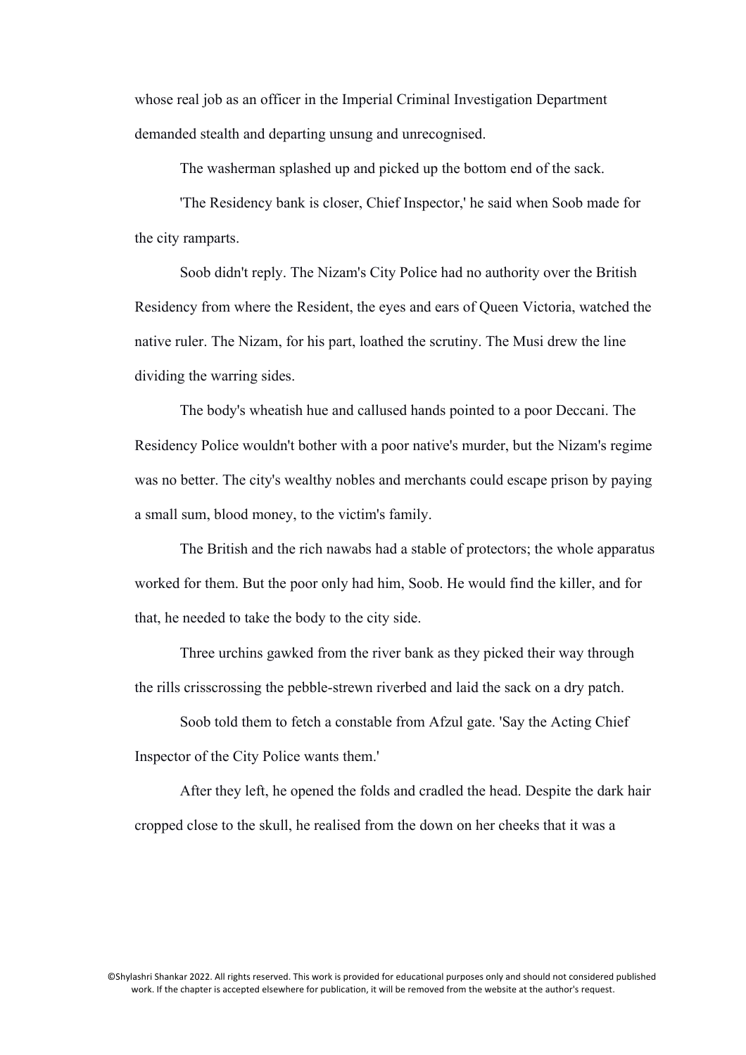whose real job as an officer in the Imperial Criminal Investigation Department demanded stealth and departing unsung and unrecognised.

The washerman splashed up and picked up the bottom end of the sack.

'The Residency bank is closer, Chief Inspector,' he said when Soob made for the city ramparts.

Soob didn't reply. The Nizam's City Police had no authority over the British Residency from where the Resident, the eyes and ears of Queen Victoria, watched the native ruler. The Nizam, for his part, loathed the scrutiny. The Musi drew the line dividing the warring sides.

The body's wheatish hue and callused hands pointed to a poor Deccani. The Residency Police wouldn't bother with a poor native's murder, but the Nizam's regime was no better. The city's wealthy nobles and merchants could escape prison by paying a small sum, blood money, to the victim's family.

The British and the rich nawabs had a stable of protectors; the whole apparatus worked for them. But the poor only had him, Soob. He would find the killer, and for that, he needed to take the body to the city side.

Three urchins gawked from the river bank as they picked their way through the rills crisscrossing the pebble-strewn riverbed and laid the sack on a dry patch.

Soob told them to fetch a constable from Afzul gate. 'Say the Acting Chief Inspector of the City Police wants them.'

After they left, he opened the folds and cradled the head. Despite the dark hair cropped close to the skull, he realised from the down on her cheeks that it was a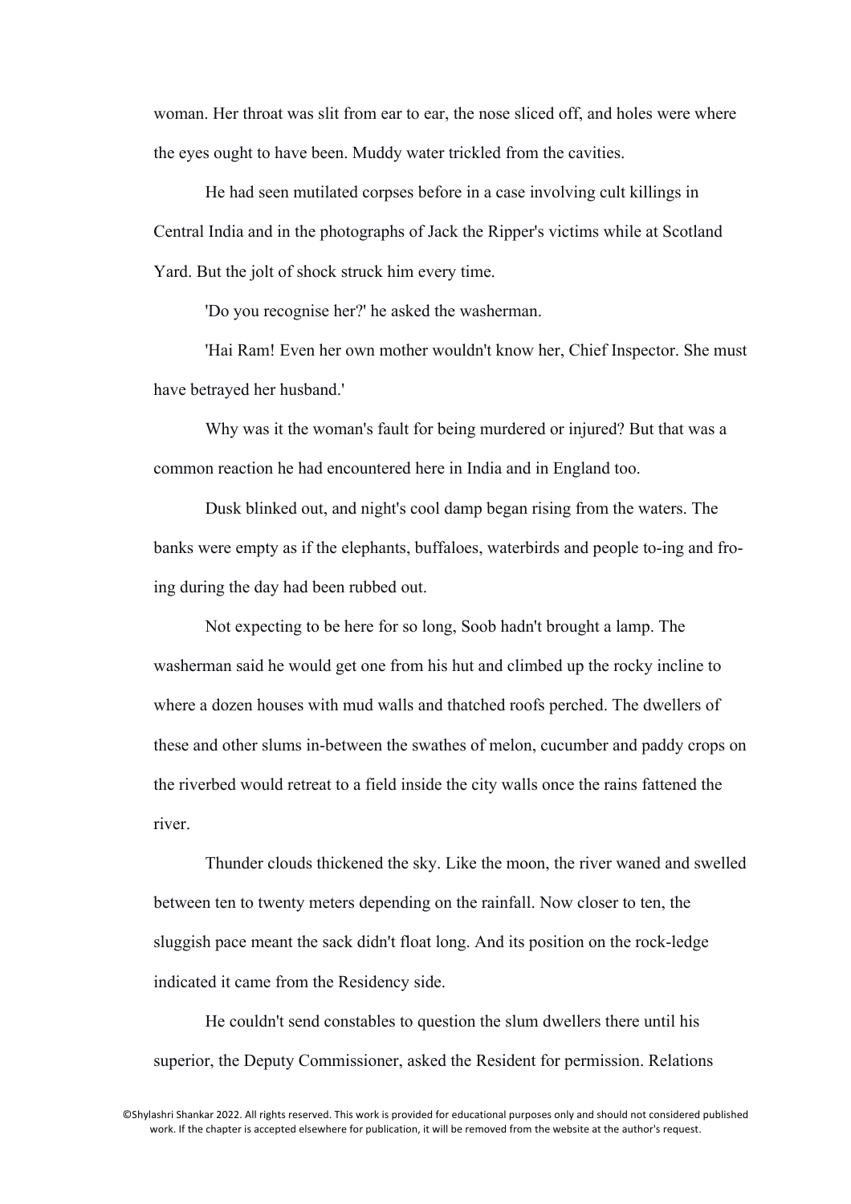woman. Her throat was slit from ear to ear, the nose sliced off, and holes were where the eyes ought to have been. Muddy water trickled from the cavities.

He had seen mutilated corpses before in a case involving cult killings in Central India and in the photographs of Jack the Ripper's victims while at Scotland Yard. But the jolt of shock struck him every time.

'Do you recognise her?' he asked the washerman.

'Hai Ram! Even her own mother wouldn't know her, Chief Inspector. She must have betrayed her husband.'

Why was it the woman's fault for being murdered or injured? But that was a common reaction he had encountered here in India and in England too.

Dusk blinked out, and night's cool damp began rising from the waters. The banks were empty as if the elephants, buffaloes, waterbirds and people to-ing and fro-ing during the day had been rubbed out.

Not expecting to be here for so long, Soob hadn't brought a lamp. The washerman said he would get one from his hut and climbed up the rocky incline to where a dozen houses with mud walls and thatched roofs perched. The dwellers of these and other slums in-between the swathes of melon, cucumber and paddy crops on the riverbed would retreat to a field inside the city walls once the rains fattened the river.

Thunder clouds thickened the sky. Like the moon, the river waned and swelled between ten to twenty meters depending on the rainfall. Now closer to ten, the sluggish pace meant the sack didn't float long. And its position on the rock-ledge indicated it came from the Residency side.

He couldn't send constables to question the slum dwellers there until his superior, the Deputy Commissioner, asked the Resident for permission. Relations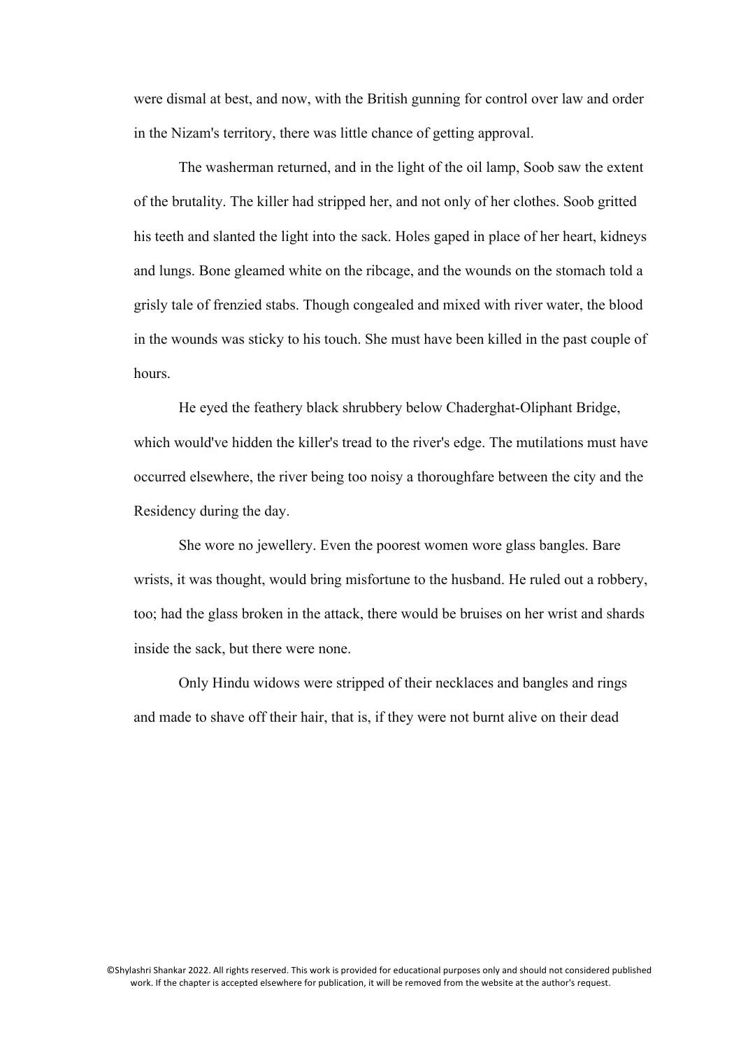were dismal at best, and now, with the British gunning for control over law and order in the Nizam's territory, there was little chance of getting approval.

The washerman returned, and in the light of the oil lamp, Soob saw the extent of the brutality. The killer had stripped her, and not only of her clothes. Soob gritted his teeth and slanted the light into the sack. Holes gaped in place of her heart, kidneys and lungs. Bone gleamed white on the ribcage, and the wounds on the stomach told a grisly tale of frenzied stabs. Though congealed and mixed with river water, the blood in the wounds was sticky to his touch. She must have been killed in the past couple of hours.

He eyed the feathery black shrubbery below Chaderghat-Oliphant Bridge, which would've hidden the killer's tread to the river's edge. The mutilations must have occurred elsewhere, the river being too noisy a thoroughfare between the city and the Residency during the day.

She wore no jewellery. Even the poorest women wore glass bangles. Bare wrists, it was thought, would bring misfortune to the husband. He ruled out a robbery, too; had the glass broken in the attack, there would be bruises on her wrist and shards inside the sack, but there were none.

Only Hindu widows were stripped of their necklaces and bangles and rings and made to shave off their hair, that is, if they were not burnt alive on their dead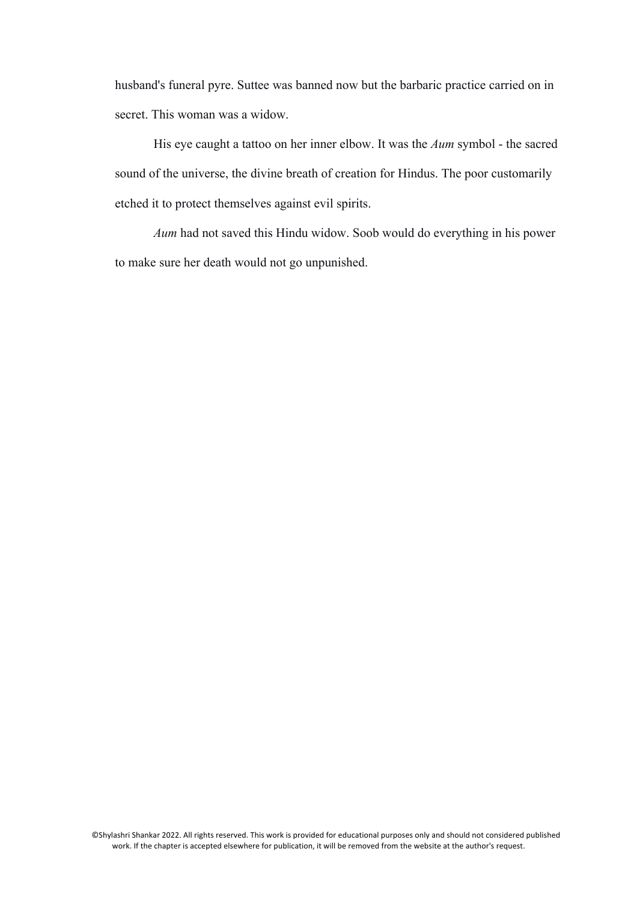husband's funeral pyre. Suttee was banned now but the barbaric practice carried on in secret. This woman was a widow.

His eye caught a tattoo on her inner elbow. It was the *Aum* symbol - the sacred sound of the universe, the divine breath of creation for Hindus. The poor customarily etched it to protect themselves against evil spirits.

*Aum* had not saved this Hindu widow. Soob would do everything in his power to make sure her death would not go unpunished.